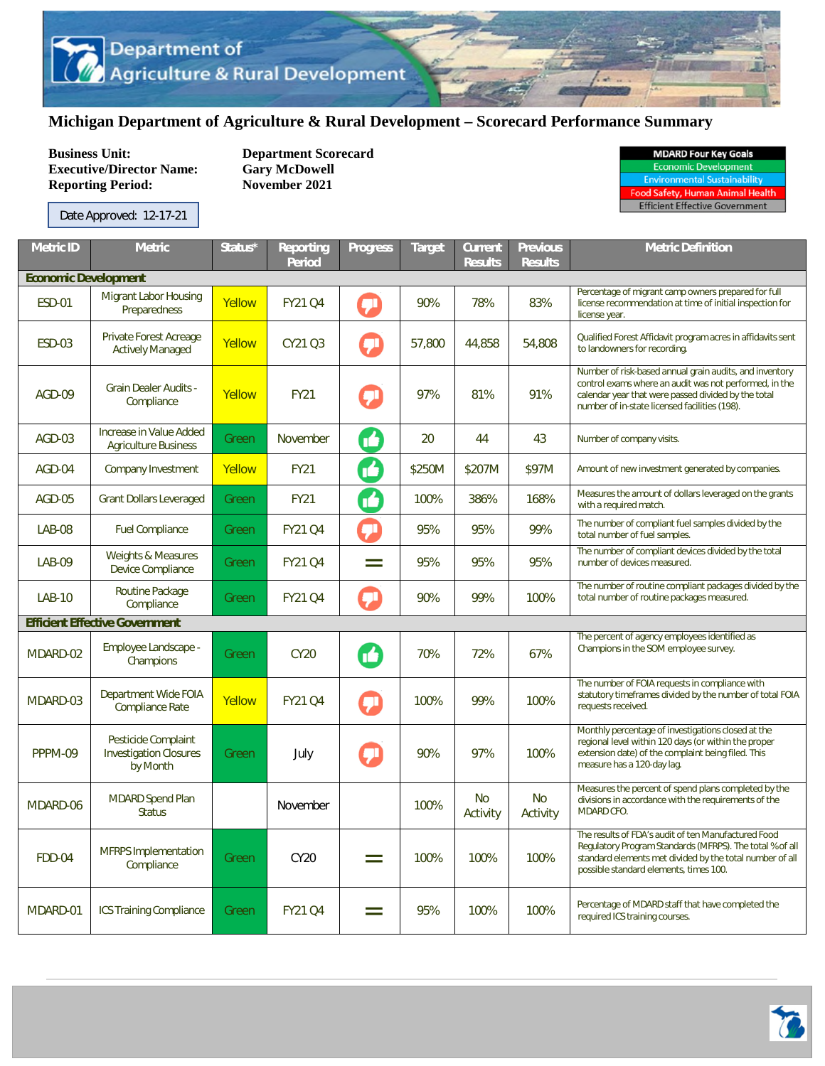# Department of Agriculture & Rural Development

## Michigan Department of Agriculture & Rural Development – Scorecard Performance Summary

**Business Unit:** Department Scorecard
**Executive/Director Name:** Gary McDowell
**Reporting Period:** November 2021

Date Approved: 12-17-21

| MDARD Four Key Goals |
|---|
| Economic Development |
| Environmental Sustainability |
| Food Safety, Human Animal Health |
| Efficient Effective Government |

| Metric ID | Metric | Status* | Reporting Period | Progress | Target | Current Results | Previous Results | Metric Definition |
|---|---|---|---|---|---|---|---|---|
| **Economic Development** | | | | | | | | |
| ESD-01 | Migrant Labor Housing Preparedness | Yellow | FY21 Q4 | Thumbs down | 90% | 78% | 83% | Percentage of migrant camp owners prepared for full license recommendation at time of initial inspection for license year. |
| ESD-03 | Private Forest Acreage Actively Managed | Yellow | CY21 Q3 | Thumbs down | 57,800 | 44,858 | 54,808 | Qualified Forest Affidavit program acres in affidavits sent to landowners for recording. |
| AGD-09 | Grain Dealer Audits - Compliance | Yellow | FY21 | Thumbs down | 97% | 81% | 91% | Number of risk-based annual grain audits, and inventory control exams where an audit was not performed, in the calendar year that were passed divided by the total number of in-state licensed facilities (198). |
| AGD-03 | Increase in Value Added Agriculture Business | Green | November | Thumbs up | 20 | 44 | 43 | Number of company visits. |
| AGD-04 | Company Investment | Yellow | FY21 | Thumbs up | $250M | $207M | $97M | Amount of new investment generated by companies. |
| AGD-05 | Grant Dollars Leveraged | Green | FY21 | Thumbs up | 100% | 386% | 168% | Measures the amount of dollars leveraged on the grants with a required match. |
| LAB-08 | Fuel Compliance | Green | FY21 Q4 | Thumbs down | 95% | 95% | 99% | The number of compliant fuel samples divided by the total number of fuel samples. |
| LAB-09 | Weights & Measures Device Compliance | Green | FY21 Q4 | = | 95% | 95% | 95% | The number of compliant devices divided by the total number of devices measured. |
| LAB-10 | Routine Package Compliance | Green | FY21 Q4 | Thumbs down | 90% | 99% | 100% | The number of routine compliant packages divided by the total number of routine packages measured. |
| **Efficient Effective Government** | | | | | | | | |
| MDARD-02 | Employee Landscape - Champions | Green | CY20 | Thumbs up | 70% | 72% | 67% | The percent of agency employees identified as Champions in the SOM employee survey. |
| MDARD-03 | Department Wide FOIA Compliance Rate | Yellow | FY21 Q4 | Thumbs down | 100% | 99% | 100% | The number of FOIA requests in compliance with statutory timeframes divided by the number of total FOIA requests received. |
| PPPM-09 | Pesticide Complaint Investigation Closures by Month | Green | July | Thumbs down | 90% | 97% | 100% | Monthly percentage of investigations closed at the regional level within 120 days (or within the proper extension date) of the complaint being filed. This measure has a 120-day lag. |
| MDARD-06 | MDARD Spend Plan Status | | November | | 100% | No Activity | No Activity | Measures the percent of spend plans completed by the divisions in accordance with the requirements of the MDARD CFO. |
| FDD-04 | MFRPS Implementation Compliance | Green | CY20 | = | 100% | 100% | 100% | The results of FDA's audit of ten Manufactured Food Regulatory Program Standards (MFRPS). The total % of all standard elements met divided by the total number of all possible standard elements, times 100. |
| MDARD-01 | ICS Training Compliance | Green | FY21 Q4 | = | 95% | 100% | 100% | Percentage of MDARD staff that have completed the required ICS training courses. |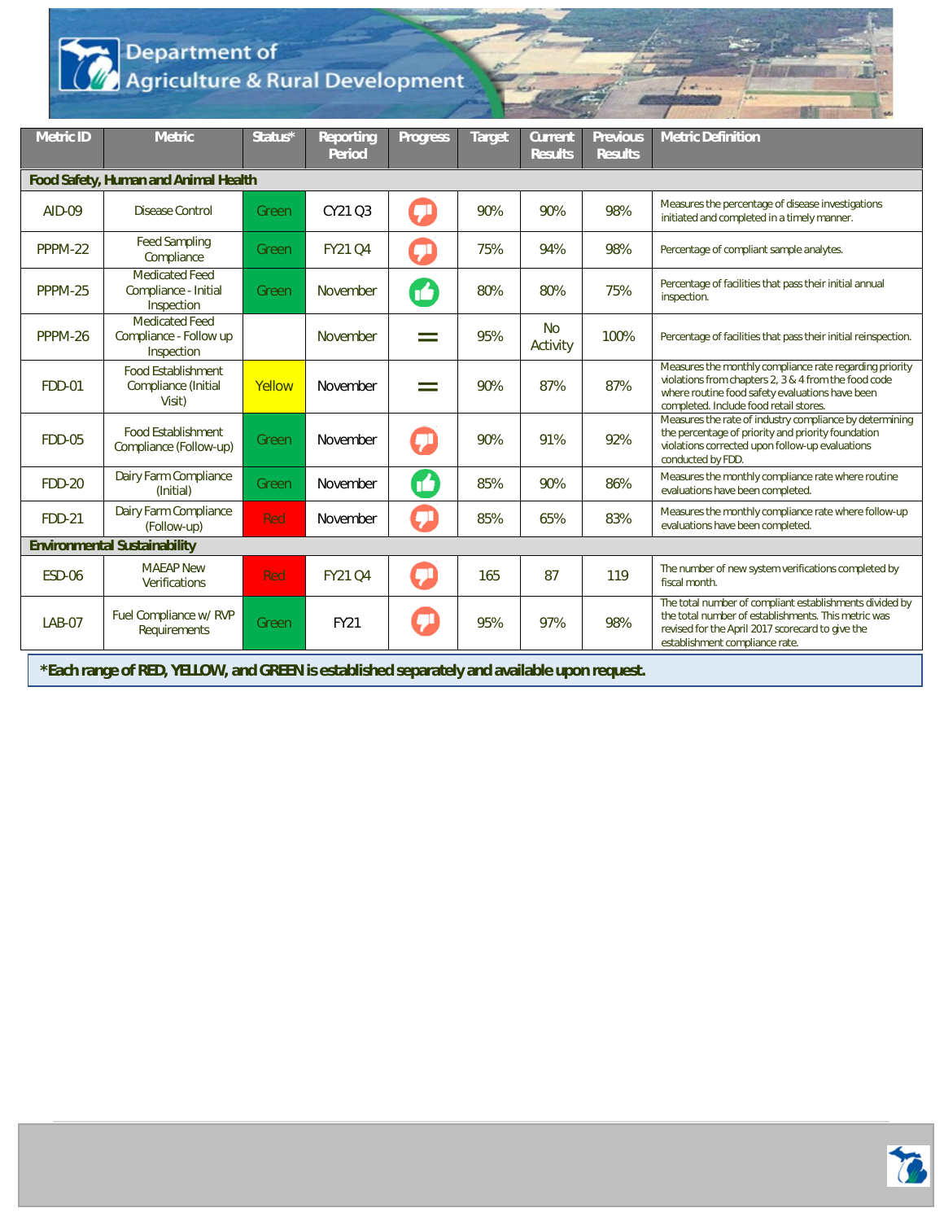Department of Agriculture & Rural Development

| Metric ID | Metric | Status* | Reporting Period | Progress | Target | Current Results | Previous Results | Metric Definition |
|---|---|---|---|---|---|---|---|---|
| **Food Safety, Human and Animal Health** | | | | | | | | |
| AID-09 | Disease Control | Green | CY21 Q3 | Thumbs down | 90% | 90% | 98% | Measures the percentage of disease investigations initiated and completed in a timely manner. |
| PPPM-22 | Feed Sampling Compliance | Green | FY21 Q4 | Thumbs down | 75% | 94% | 98% | Percentage of compliant sample analytes. |
| PPPM-25 | Medicated Feed Compliance - Initial Inspection | Green | November | Thumbs up | 80% | 80% | 75% | Percentage of facilities that pass their initial annual inspection. |
| PPPM-26 | Medicated Feed Compliance - Follow up Inspection | | November | = | 95% | No Activity | 100% | Percentage of facilities that pass their initial reinspection. |
| FDD-01 | Food Establishment Compliance (Initial Visit) | Yellow | November | = | 90% | 87% | 87% | Measures the monthly compliance rate regarding priority violations from chapters 2, 3 & 4 from the food code where routine food safety evaluations have been completed. Include food retail stores. |
| FDD-05 | Food Establishment Compliance (Follow-up) | Green | November | Thumbs down | 90% | 91% | 92% | Measures the rate of industry compliance by determining the percentage of priority and priority foundation violations corrected upon follow-up evaluations conducted by FDD. |
| FDD-20 | Dairy Farm Compliance (Initial) | Green | November | Thumbs up | 85% | 90% | 86% | Measures the monthly compliance rate where routine evaluations have been completed. |
| FDD-21 | Dairy Farm Compliance (Follow-up) | Red | November | Thumbs down | 85% | 65% | 83% | Measures the monthly compliance rate where follow-up evaluations have been completed. |
| **Environmental Sustainability** | | | | | | | | |
| ESD-06 | MAEAP New Verifications | Red | FY21 Q4 | Thumbs down | 165 | 87 | 119 | The number of new system verifications completed by fiscal month. |
| LAB-07 | Fuel Compliance w/ RVP Requirements | Green | FY21 | Thumbs down | 95% | 97% | 98% | The total number of compliant establishments divided by the total number of establishments. This metric was revised for the April 2017 scorecard to give the establishment compliance rate. |

**\*Each range of RED, YELLOW, and GREEN is established separately and available upon request.**